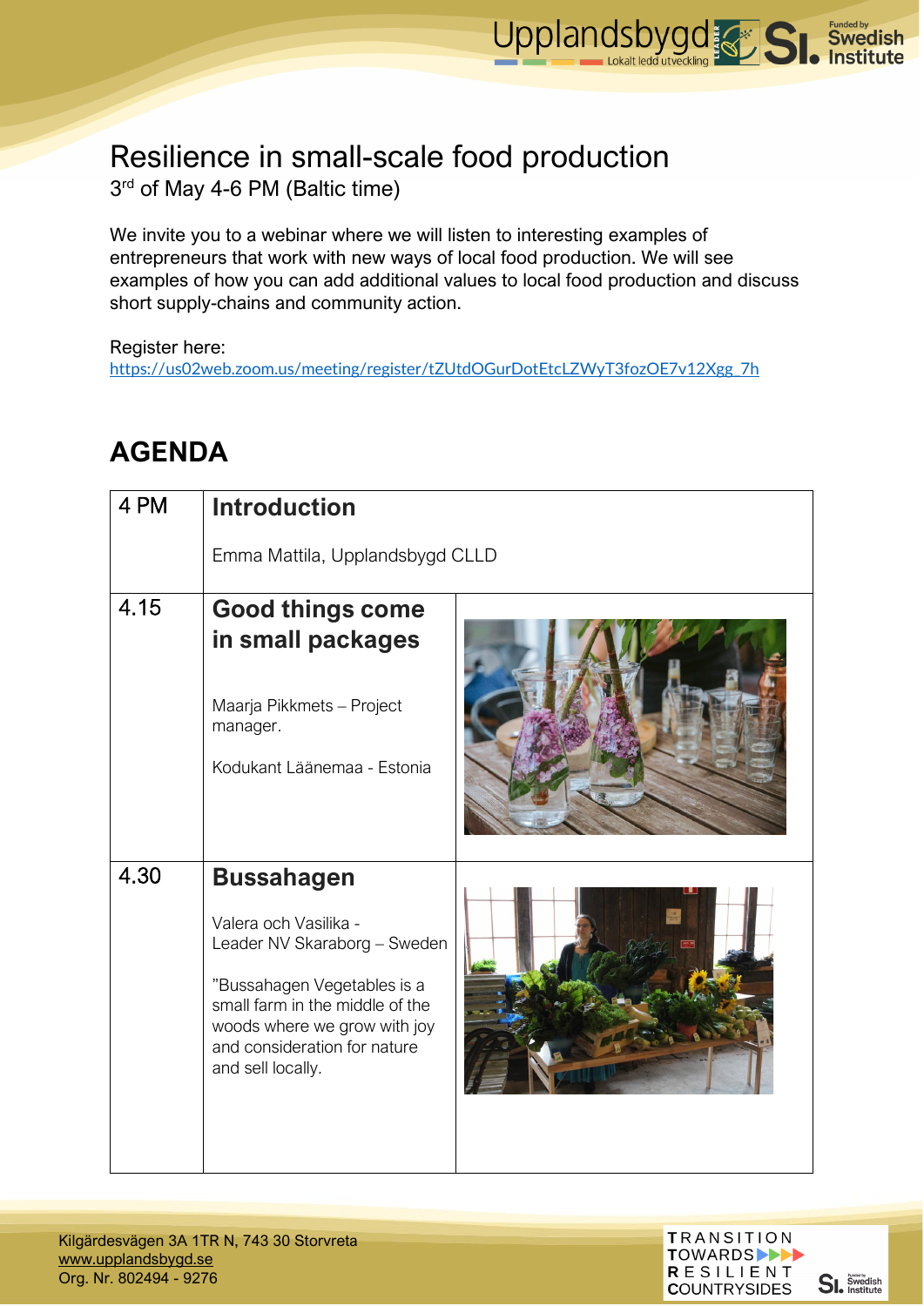# Resilience in small-scale food production

3rd of May 4-6 PM (Baltic time)

We invite you to a webinar where we will listen to interesting examples of entrepreneurs that work with new ways of local food production. We will see examples of how you can add additional values to local food production and discuss short supply-chains and community action.

Register here:
https://us02web.zoom.us/meeting/register/tZUtdOGurDotEtcLZWyT3fozOE7v12Xgg_7h

## AGENDA

| Time | Session | |
|---|---|---|
| 4 PM | **Introduction**<br><br>Emma Mattila, Upplandsbygd CLLD | |
| 4.15 | **Good things come in small packages**<br><br>Maarja Pikkmets – Project manager.<br><br>Kodukant Läänemaa - Estonia | |
| 4.30 | **Bussahagen**<br><br>Valera och Vasilika - Leader NV Skaraborg – Sweden<br><br>"Bussahagen Vegetables is a small farm in the middle of the woods where we grow with joy and consideration for nature and sell locally. | |

Kilgärdesvägen 3A 1TR N, 743 30 Storvreta
www.upplandsbygd.se
Org. Nr. 802494 - 9276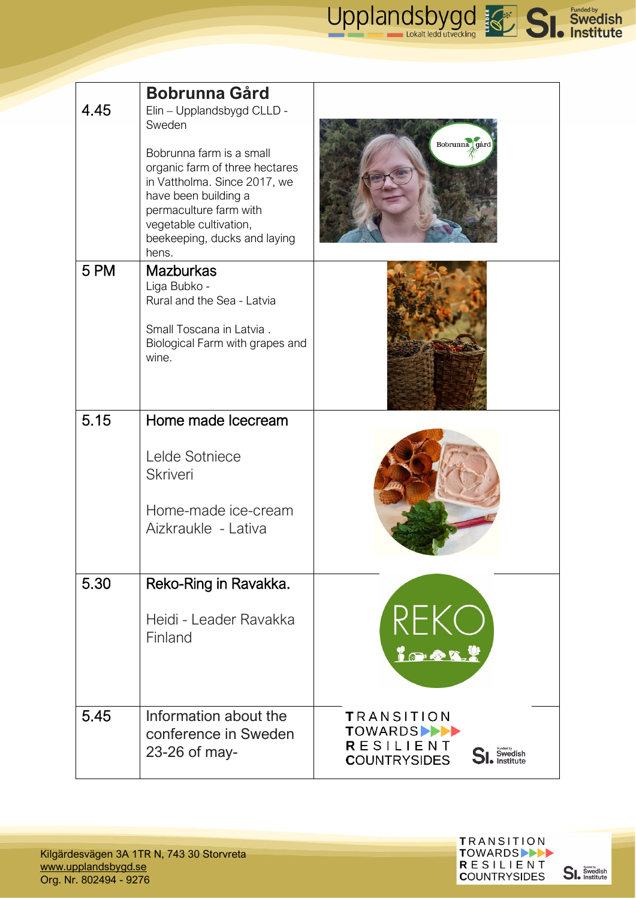| | | |
|---|---|---|
| 4.45 | **Bobrunna Gård**<br>Elin – Upplandsbygd CLLD - Sweden<br><br>Bobrunna farm is a small organic farm of three hectares in Vattholma. Since 2017, we have been building a permaculture farm with vegetable cultivation, beekeeping, ducks and laying hens. | |
| 5 PM | Mazburkas<br>Liga Bubko -<br>Rural and the Sea - Latvia<br><br>Small Toscana in Latvia .<br>Biological Farm with grapes and wine. | |
| 5.15 | Home made Icecream<br><br>Lelde Sotniece<br>Skriveri<br><br>Home-made ice-cream<br>Aizkraukle - Lativa | |
| 5.30 | Reko-Ring in Ravakka.<br><br>Heidi - Leader Ravakka<br>Finland | |
| 5.45 | Information about the conference in Sweden 23-26 of may- | TRANSITION TOWARDS RESILIENT COUNTRYSIDES |

Kilgärdesvägen 3A 1TR N, 743 30 Storvreta
www.upplandsbygd.se
Org. Nr. 802494 - 9276